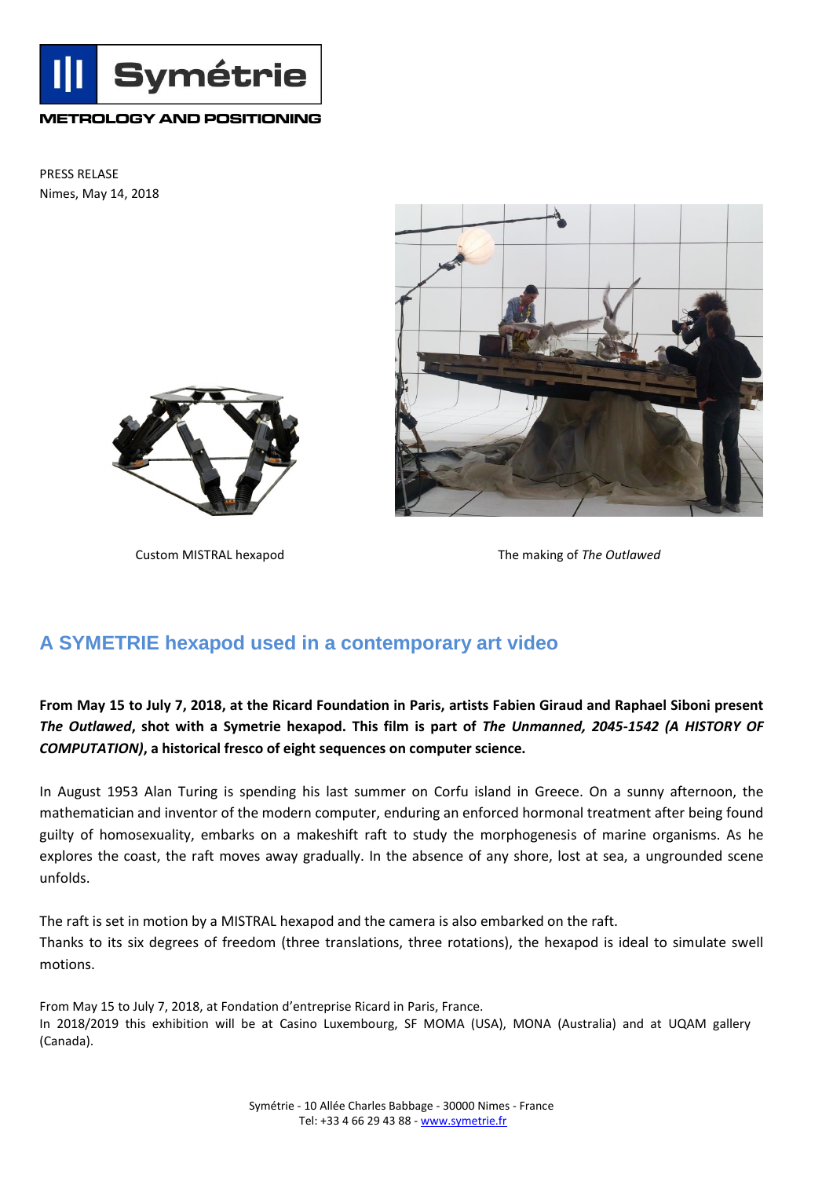Symétrie

METROLOGY AND POSITIONING

PRESS RELASE
Nimes, May 14, 2018

Custom MISTRAL hexapod

The making of *The Outlawed*

## A SYMETRIE hexapod used in a contemporary art video

**From May 15 to July 7, 2018, at the Ricard Foundation in Paris, artists Fabien Giraud and Raphael Siboni present *The Outlawed*, shot with a Symetrie hexapod. This film is part of *The Unmanned, 2045-1542 (A HISTORY OF COMPUTATION)*, a historical fresco of eight sequences on computer science.**

In August 1953 Alan Turing is spending his last summer on Corfu island in Greece. On a sunny afternoon, the mathematician and inventor of the modern computer, enduring an enforced hormonal treatment after being found guilty of homosexuality, embarks on a makeshift raft to study the morphogenesis of marine organisms. As he explores the coast, the raft moves away gradually. In the absence of any shore, lost at sea, a ungrounded scene unfolds.

The raft is set in motion by a MISTRAL hexapod and the camera is also embarked on the raft.
Thanks to its six degrees of freedom (three translations, three rotations), the hexapod is ideal to simulate swell motions.

From May 15 to July 7, 2018, at Fondation d'entreprise Ricard in Paris, France.
In 2018/2019 this exhibition will be at Casino Luxembourg, SF MOMA (USA), MONA (Australia) and at UQAM gallery (Canada).

Symétrie - 10 Allée Charles Babbage - 30000 Nimes - France
Tel: +33 4 66 29 43 88 - www.symetrie.fr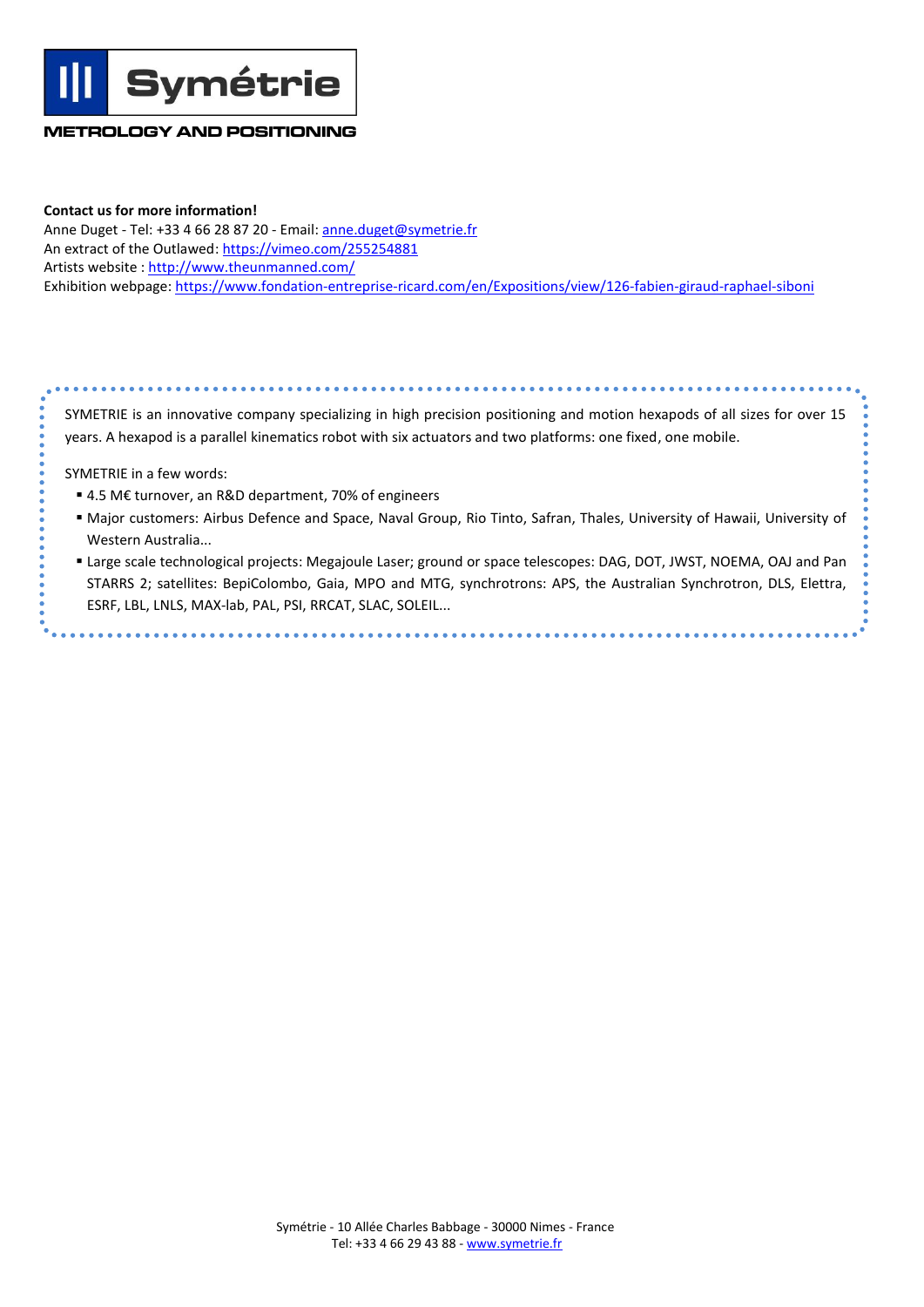Symétrie

METROLOGY AND POSITIONING

**Contact us for more information!**

Anne Duget - Tel: +33 4 66 28 87 20 - Email: anne.duget@symetrie.fr
An extract of the Outlawed: https://vimeo.com/255254881
Artists website : http://www.theunmanned.com/
Exhibition webpage: https://www.fondation-entreprise-ricard.com/en/Expositions/view/126-fabien-giraud-raphael-siboni

SYMETRIE is an innovative company specializing in high precision positioning and motion hexapods of all sizes for over 15 years. A hexapod is a parallel kinematics robot with six actuators and two platforms: one fixed, one mobile.

SYMETRIE in a few words:

- 4.5 M€ turnover, an R&D department, 70% of engineers
- Major customers: Airbus Defence and Space, Naval Group, Rio Tinto, Safran, Thales, University of Hawaii, University of Western Australia...
- Large scale technological projects: Megajoule Laser; ground or space telescopes: DAG, DOT, JWST, NOEMA, OAJ and Pan STARRS 2; satellites: BepiColombo, Gaia, MPO and MTG, synchrotrons: APS, the Australian Synchrotron, DLS, Elettra, ESRF, LBL, LNLS, MAX-lab, PAL, PSI, RRCAT, SLAC, SOLEIL...

Symétrie - 10 Allée Charles Babbage - 30000 Nimes - France
Tel: +33 4 66 29 43 88 - www.symetrie.fr